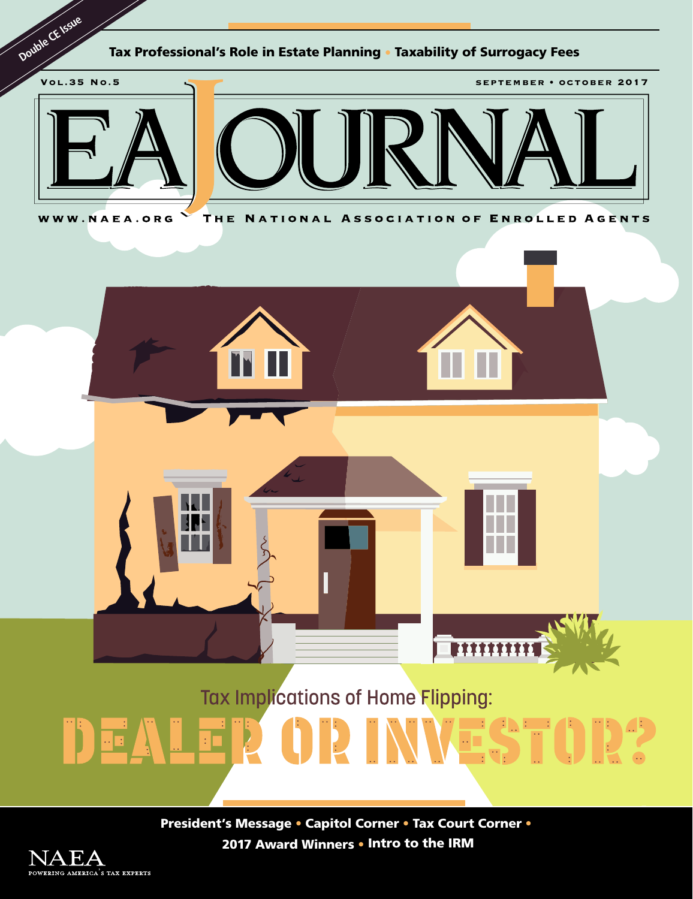Double CE Issue

Tax Professional's Role in Estate Planning • Taxability of Surrogacy Fees

Vol.35 No.5

September • October 2017

# EA JOURNAL

www.naea.org

The National Association of Enrolled Agents

## Tax Implications of Home Flipping:

# DEALER OR INVESTOR?

President's Message • Capitol Corner • Tax Court Corner • 2017 Award Winners • Intro to the IRM

NAEA

Powering America's Tax Experts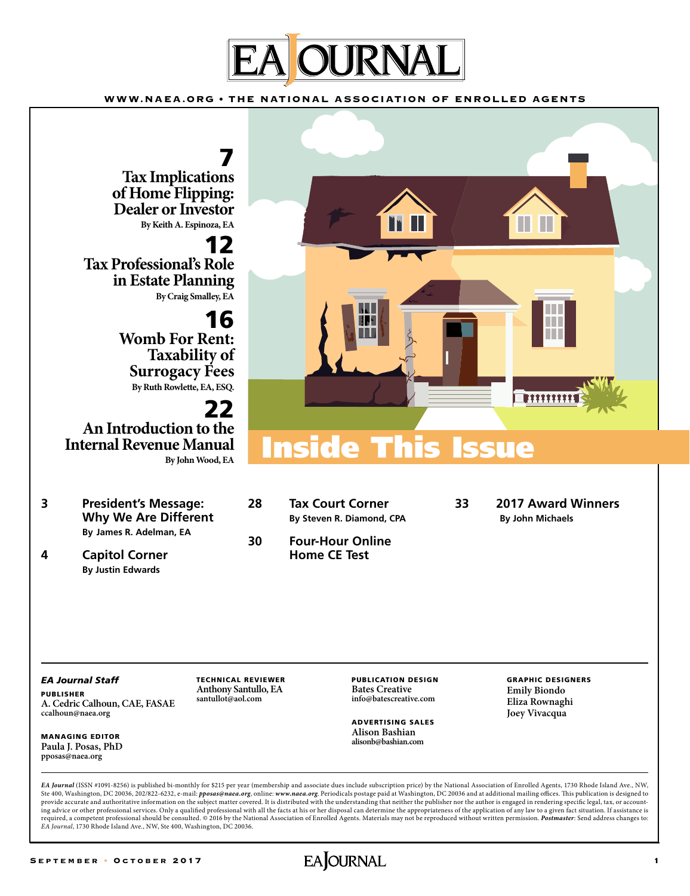# Inside This Issue

**7**
## Tax Implications of Home Flipping: Dealer or Investor
By Keith A. Espinoza, EA

**12**
## Tax Professional's Role in Estate Planning
By Craig Smalley, EA

**16**
## Womb For Rent: Taxability of Surrogacy Fees
By Ruth Rowlette, EA, ESQ.

**22**
## An Introduction to the Internal Revenue Manual
By John Wood, EA

**3** **President's Message: Why We Are Different**
By James R. Adelman, EA

**4** **Capitol Corner**
By Justin Edwards

**28** **Tax Court Corner**
By Steven R. Diamond, CPA

**30** **Four-Hour Online Home CE Test**

**33** **2017 Award Winners**
By John Michaels

---

***EA Journal* Staff**

**PUBLISHER**
A. Cedric Calhoun, CAE, FASAE
ccalhoun@naea.org

**MANAGING EDITOR**
Paula J. Posas, PhD
pposas@naea.org

**TECHNICAL REVIEWER**
Anthony Santullo, EA
santullot@aol.com

**PUBLICATION DESIGN**
Bates Creative
info@batescreative.com

**ADVERTISING SALES**
Alison Bashian
alisonb@bashian.com

**GRAPHIC DESIGNERS**
Emily Biondo
Eliza Rownaghi
Joey Vivacqua

---

*EA Journal* (ISSN #1091-8256) is published bi-monthly for $215 per year (membership and associate dues include subscription price) by the National Association of Enrolled Agents, 1730 Rhode Island Ave., NW, Ste 400, Washington, DC 20036, 202/822-6232, e-mail: ***pposas@naea.org***, online: ***www.naea.org***. Periodicals postage paid at Washington, DC 20036 and at additional mailing offices. This publication is designed to provide accurate and authoritative information on the subject matter covered. It is distributed with the understanding that neither the publisher nor the author is engaged in rendering specific legal, tax, or accounting advice or other professional services. Only a qualified professional with all the facts at his or her disposal can determine the appropriateness of the application of any law to a given fact situation. If assistance is required, a competent professional should be consulted. © 2016 by the National Association of Enrolled Agents. Materials may not be reproduced without written permission. ***Postmaster***: Send address changes to: *EA Journal*, 1730 Rhode Island Ave., NW, Ste 400, Washington, DC 20036.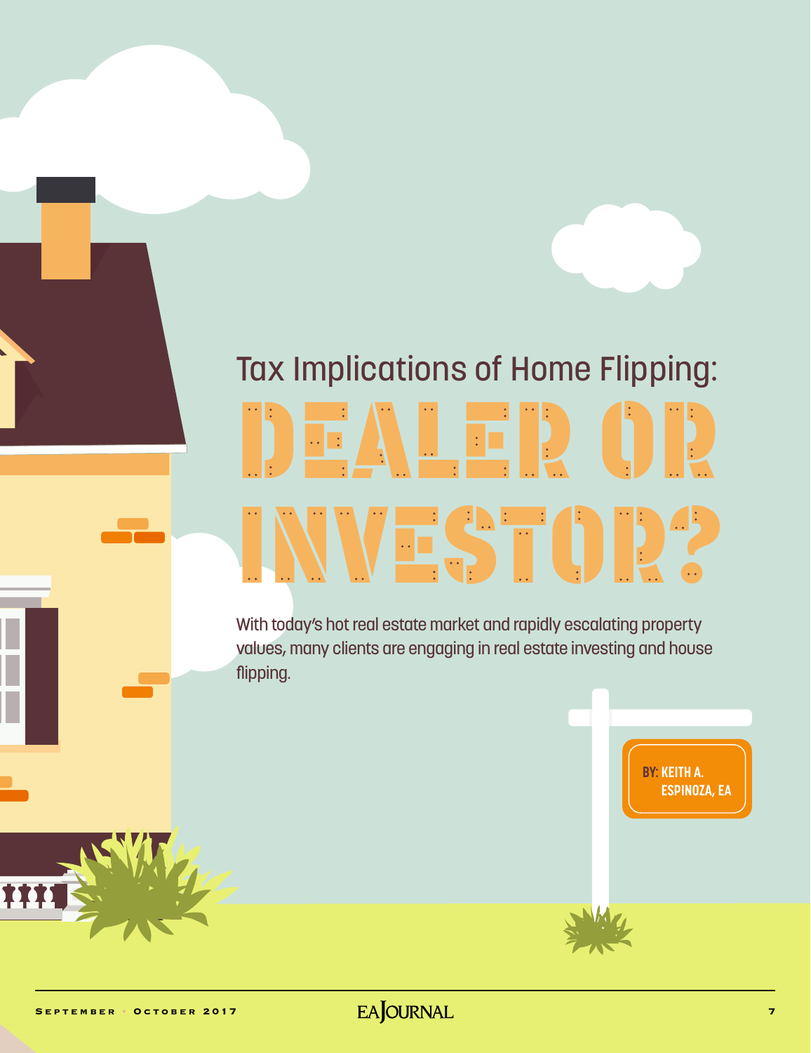# Tax Implications of Home Flipping: DEALER OR INVESTOR?

With today's hot real estate market and rapidly escalating property values, many clients are engaging in real estate investing and house flipping.

BY: KEITH A. ESPINOZA, EA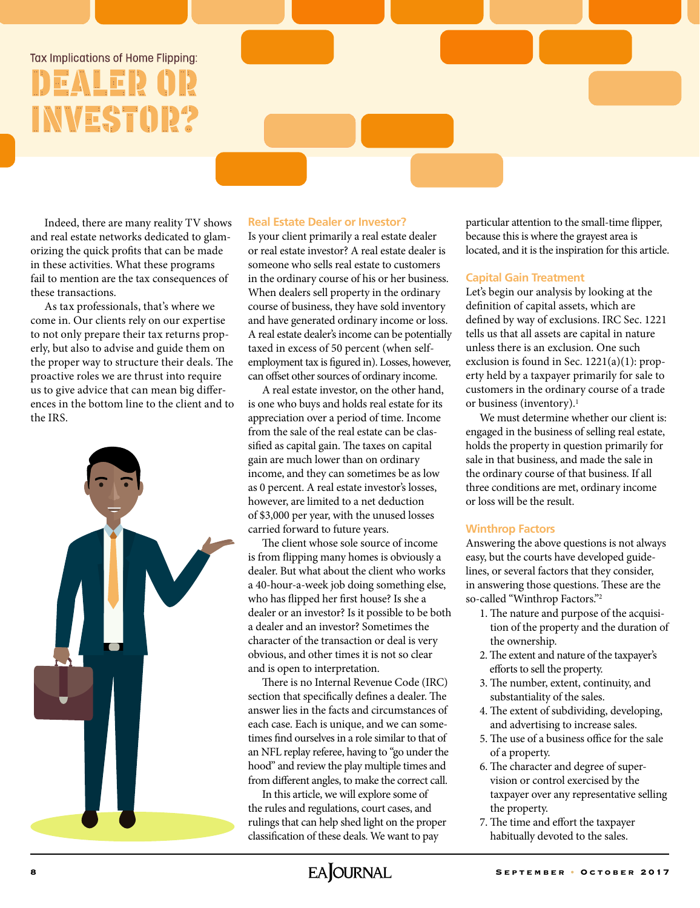Tax Implications of Home Flipping:

# DEALER OR INVESTOR?

Indeed, there are many reality TV shows and real estate networks dedicated to glamorizing the quick profits that can be made in these activities. What these programs fail to mention are the tax consequences of these transactions.

As tax professionals, that's where we come in. Our clients rely on our expertise to not only prepare their tax returns properly, but also to advise and guide them on the proper way to structure their deals. The proactive roles we are thrust into require us to give advice that can mean big differences in the bottom line to the client and to the IRS.

## Real Estate Dealer or Investor?

Is your client primarily a real estate dealer or real estate investor? A real estate dealer is someone who sells real estate to customers in the ordinary course of his or her business. When dealers sell property in the ordinary course of business, they have sold inventory and have generated ordinary income or loss. A real estate dealer's income can be potentially taxed in excess of 50 percent (when self-employment tax is figured in). Losses, however, can offset other sources of ordinary income.

A real estate investor, on the other hand, is one who buys and holds real estate for its appreciation over a period of time. Income from the sale of the real estate can be classified as capital gain. The taxes on capital gain are much lower than on ordinary income, and they can sometimes be as low as 0 percent. A real estate investor's losses, however, are limited to a net deduction of $3,000 per year, with the unused losses carried forward to future years.

The client whose sole source of income is from flipping many homes is obviously a dealer. But what about the client who works a 40-hour-a-week job doing something else, who has flipped her first house? Is she a dealer or an investor? Is it possible to be both a dealer and an investor? Sometimes the character of the transaction or deal is very obvious, and other times it is not so clear and is open to interpretation.

There is no Internal Revenue Code (IRC) section that specifically defines a dealer. The answer lies in the facts and circumstances of each case. Each is unique, and we can sometimes find ourselves in a role similar to that of an NFL replay referee, having to "go under the hood" and review the play multiple times and from different angles, to make the correct call.

In this article, we will explore some of the rules and regulations, court cases, and rulings that can help shed light on the proper classification of these deals. We want to pay particular attention to the small-time flipper, because this is where the grayest area is located, and it is the inspiration for this article.

## Capital Gain Treatment

Let's begin our analysis by looking at the definition of capital assets, which are defined by way of exclusions. IRC Sec. 1221 tells us that all assets are capital in nature unless there is an exclusion. One such exclusion is found in Sec. 1221(a)(1): property held by a taxpayer primarily for sale to customers in the ordinary course of a trade or business (inventory).[1]

We must determine whether our client is: engaged in the business of selling real estate, holds the property in question primarily for sale in that business, and made the sale in the ordinary course of that business. If all three conditions are met, ordinary income or loss will be the result.

## Winthrop Factors

Answering the above questions is not always easy, but the courts have developed guidelines, or several factors that they consider, in answering those questions. These are the so-called "Winthrop Factors."[2]

1. The nature and purpose of the acquisition of the property and the duration of the ownership.
2. The extent and nature of the taxpayer's efforts to sell the property.
3. The number, extent, continuity, and substantiality of the sales.
4. The extent of subdividing, developing, and advertising to increase sales.
5. The use of a business office for the sale of a property.
6. The character and degree of supervision or control exercised by the taxpayer over any representative selling the property.
7. The time and effort the taxpayer habitually devoted to the sales.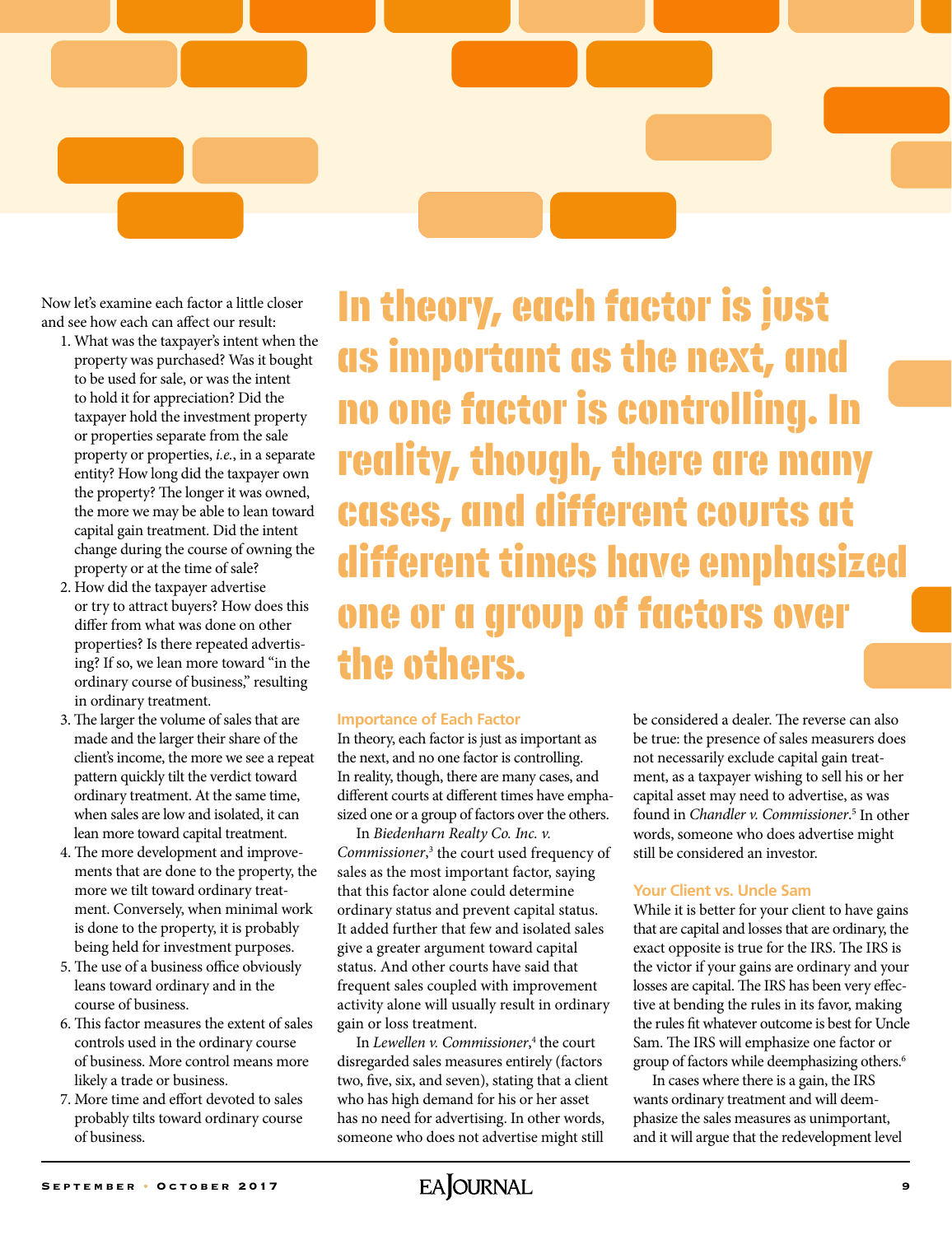Now let's examine each factor a little closer and see how each can affect our result:

1. What was the taxpayer's intent when the property was purchased? Was it bought to be used for sale, or was the intent to hold it for appreciation? Did the taxpayer hold the investment property or properties separate from the sale property or properties, *i.e.*, in a separate entity? How long did the taxpayer own the property? The longer it was owned, the more we may be able to lean toward capital gain treatment. Did the intent change during the course of owning the property or at the time of sale?
2. How did the taxpayer advertise or try to attract buyers? How does this differ from what was done on other properties? Is there repeated advertising? If so, we lean more toward "in the ordinary course of business," resulting in ordinary treatment.
3. The larger the volume of sales that are made and the larger their share of the client's income, the more we see a repeat pattern quickly tilt the verdict toward ordinary treatment. At the same time, when sales are low and isolated, it can lean more toward capital treatment.
4. The more development and improvements that are done to the property, the more we tilt toward ordinary treatment. Conversely, when minimal work is done to the property, it is probably being held for investment purposes.
5. The use of a business office obviously leans toward ordinary and in the course of business.
6. This factor measures the extent of sales controls used in the ordinary course of business. More control means more likely a trade or business.
7. More time and effort devoted to sales probably tilts toward ordinary course of business.

> **In theory, each factor is just as important as the next, and no one factor is controlling. In reality, though, there are many cases, and different courts at different times have emphasized one or a group of factors over the others.**

### Importance of Each Factor

In theory, each factor is just as important as the next, and no one factor is controlling. In reality, though, there are many cases, and different courts at different times have emphasized one or a group of factors over the others.

In *Biedenharn Realty Co. Inc. v. Commissioner*,[3] the court used frequency of sales as the most important factor, saying that this factor alone could determine ordinary status and prevent capital status. It added further that few and isolated sales give a greater argument toward capital status. And other courts have said that frequent sales coupled with improvement activity alone will usually result in ordinary gain or loss treatment.

In *Lewellen v. Commissioner*,[4] the court disregarded sales measures entirely (factors two, five, six, and seven), stating that a client who has high demand for his or her asset has no need for advertising. In other words, someone who does not advertise might still be considered a dealer. The reverse can also be true: the presence of sales measurers does not necessarily exclude capital gain treatment, as a taxpayer wishing to sell his or her capital asset may need to advertise, as was found in *Chandler v. Commissioner*.[5] In other words, someone who does advertise might still be considered an investor.

### Your Client vs. Uncle Sam

While it is better for your client to have gains that are capital and losses that are ordinary, the exact opposite is true for the IRS. The IRS is the victor if your gains are ordinary and your losses are capital. The IRS has been very effective at bending the rules in its favor, making the rules fit whatever outcome is best for Uncle Sam. The IRS will emphasize one factor or group of factors while deemphasizing others.[6]

In cases where there is a gain, the IRS wants ordinary treatment and will deemphasize the sales measures as unimportant, and it will argue that the redevelopment level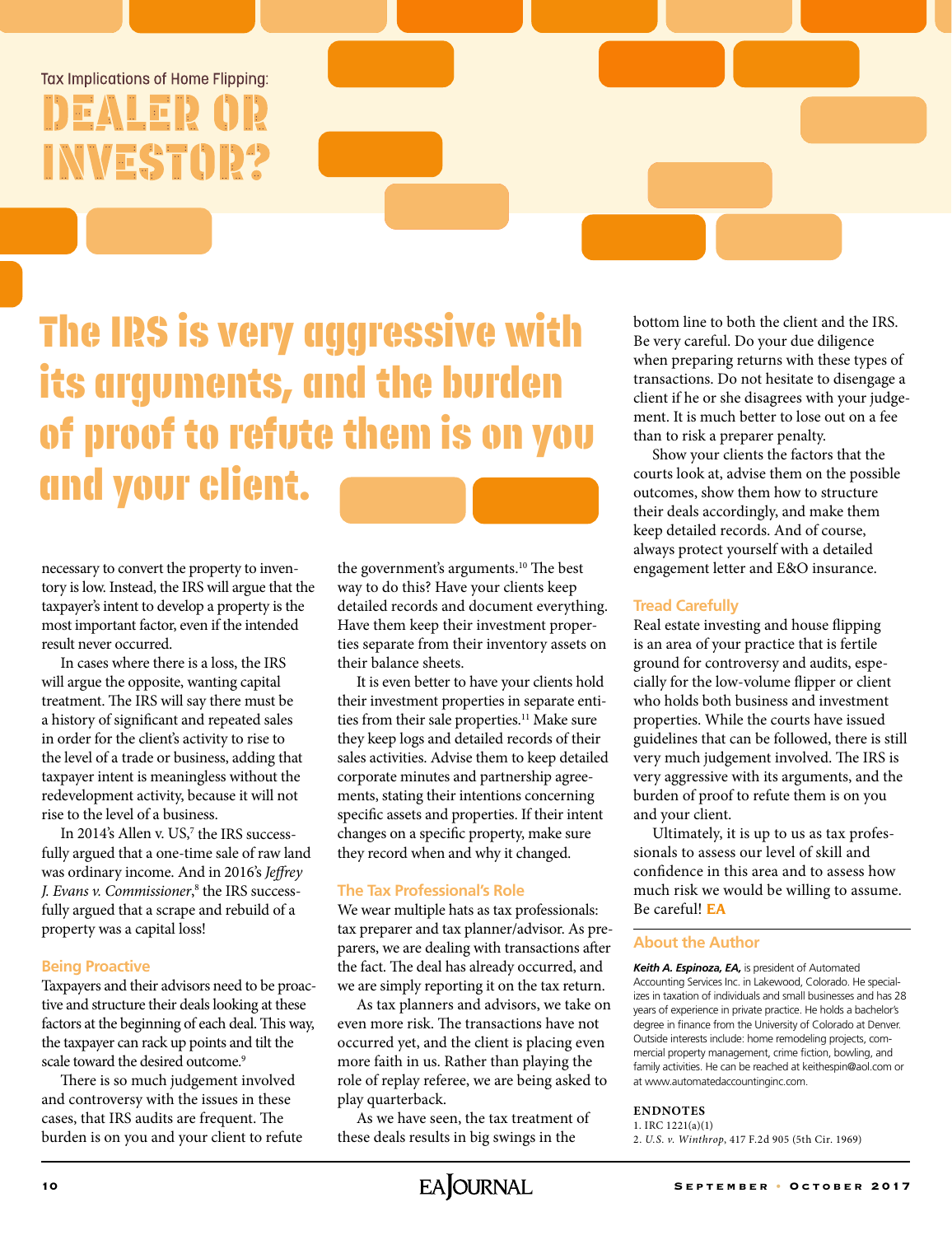Tax Implications of Home Flipping:

# DEALER OR INVESTOR?

## The IRS is very aggressive with its arguments, and the burden of proof to refute them is on you and your client.

necessary to convert the property to inventory is low. Instead, the IRS will argue that the taxpayer's intent to develop a property is the most important factor, even if the intended result never occurred.

In cases where there is a loss, the IRS will argue the opposite, wanting capital treatment. The IRS will say there must be a history of significant and repeated sales in order for the client's activity to rise to the level of a trade or business, adding that taxpayer intent is meaningless without the redevelopment activity, because it will not rise to the level of a business.

In 2014's Allen v. US,[7] the IRS successfully argued that a one-time sale of raw land was ordinary income. And in 2016's *Jeffrey J. Evans v. Commissioner*,[8] the IRS successfully argued that a scrape and rebuild of a property was a capital loss!

### Being Proactive

Taxpayers and their advisors need to be proactive and structure their deals looking at these factors at the beginning of each deal. This way, the taxpayer can rack up points and tilt the scale toward the desired outcome.[9]

There is so much judgement involved and controversy with the issues in these cases, that IRS audits are frequent. The burden is on you and your client to refute the government's arguments.[10] The best way to do this? Have your clients keep detailed records and document everything. Have them keep their investment properties separate from their inventory assets on their balance sheets.

It is even better to have your clients hold their investment properties in separate entities from their sale properties.[11] Make sure they keep logs and detailed records of their sales activities. Advise them to keep detailed corporate minutes and partnership agreements, stating their intentions concerning specific assets and properties. If their intent changes on a specific property, make sure they record when and why it changed.

### The Tax Professional's Role

We wear multiple hats as tax professionals: tax preparer and tax planner/advisor. As preparers, we are dealing with transactions after the fact. The deal has already occurred, and we are simply reporting it on the tax return.

As tax planners and advisors, we take on even more risk. The transactions have not occurred yet, and the client is placing even more faith in us. Rather than playing the role of replay referee, we are being asked to play quarterback.

As we have seen, the tax treatment of these deals results in big swings in the bottom line to both the client and the IRS. Be very careful. Do your due diligence when preparing returns with these types of transactions. Do not hesitate to disengage a client if he or she disagrees with your judgement. It is much better to lose out on a fee than to risk a preparer penalty.

Show your clients the factors that the courts look at, advise them on the possible outcomes, show them how to structure their deals accordingly, and make them keep detailed records. And of course, always protect yourself with a detailed engagement letter and E&O insurance.

### Tread Carefully

Real estate investing and house flipping is an area of your practice that is fertile ground for controversy and audits, especially for the low-volume flipper or client who holds both business and investment properties. While the courts have issued guidelines that can be followed, there is still very much judgement involved. The IRS is very aggressive with its arguments, and the burden of proof to refute them is on you and your client.

Ultimately, it is up to us as tax professionals to assess our level of skill and confidence in this area and to assess how much risk we would be willing to assume. Be careful! **EA**

### About the Author

***Keith A. Espinoza, EA,*** is president of Automated Accounting Services Inc. in Lakewood, Colorado. He specializes in taxation of individuals and small businesses and has 28 years of experience in private practice. He holds a bachelor's degree in finance from the University of Colorado at Denver. Outside interests include: home remodeling projects, commercial property management, crime fiction, bowling, and family activities. He can be reached at keithespin@aol.com or at www.automatedaccountinginc.com.

### ENDNOTES

1. IRC 1221(a)(1)
2. *U.S. v. Winthrop*, 417 F.2d 905 (5th Cir. 1969)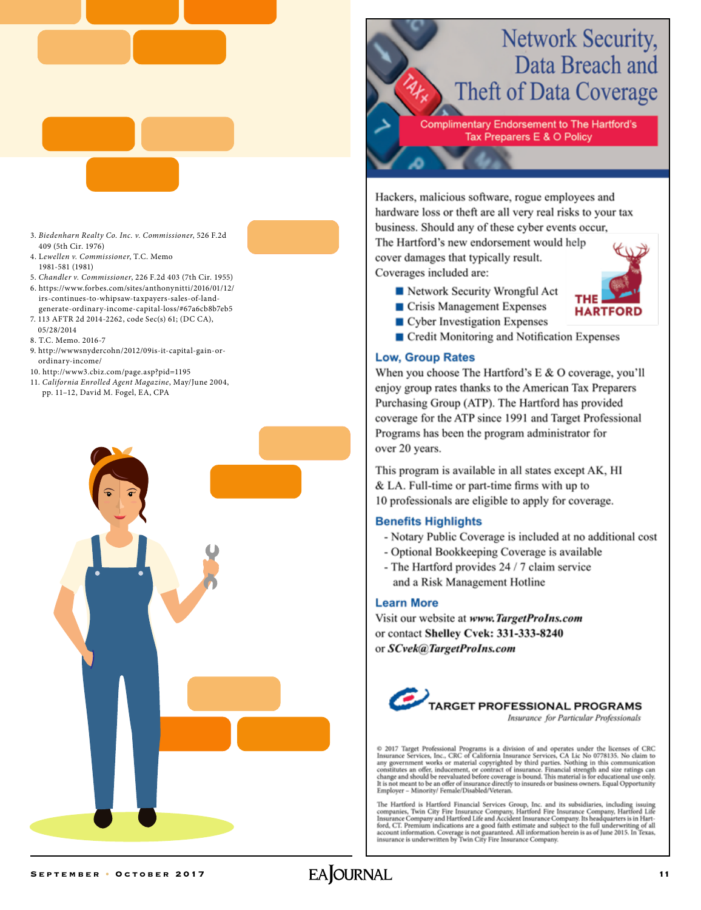3. *Biedenharn Realty Co. Inc. v. Commissioner*, 526 F.2d 409 (5th Cir. 1976)
4. *Lewellen v. Commissioner*, T.C. Memo 1981-581 (1981)
5. *Chandler v. Commissioner*, 226 F.2d 403 (7th Cir. 1955)
6. https://www.forbes.com/sites/anthonynitti/2016/01/12/irs-continues-to-whipsaw-taxpayers-sales-of-land-generate-ordinary-income-capital-loss/#67a6cb8b7eb5
7. 113 AFTR 2d 2014-2262, code Sec(s) 61; (DC CA), 05/28/2014
8. T.C. Memo. 2016-7
9. http://wwwsnydercohn/2012/09is-it-capital-gain-or-ordinary-income/
10. http://www3.cbiz.com/page.asp?pid=1195
11. *California Enrolled Agent Magazine*, May/June 2004, pp. 11–12, David M. Fogel, EA, CPA

# Network Security, Data Breach and Theft of Data Coverage

Complimentary Endorsement to The Hartford's Tax Preparers E & O Policy

Hackers, malicious software, rogue employees and hardware loss or theft are all very real risks to your tax business. Should any of these cyber events occur, The Hartford's new endorsement would help cover damages that typically result. Coverages included are:

- Network Security Wrongful Act
- Crisis Management Expenses
- Cyber Investigation Expenses
- Credit Monitoring and Notification Expenses

THE HARTFORD

## Low, Group Rates

When you choose The Hartford's E & O coverage, you'll enjoy group rates thanks to the American Tax Preparers Purchasing Group (ATP). The Hartford has provided coverage for the ATP since 1991 and Target Professional Programs has been the program administrator for over 20 years.

This program is available in all states except AK, HI & LA. Full-time or part-time firms with up to 10 professionals are eligible to apply for coverage.

## Benefits Highlights

- Notary Public Coverage is included at no additional cost
- Optional Bookkeeping Coverage is available
- The Hartford provides 24 / 7 claim service and a Risk Management Hotline

## Learn More

Visit our website at ***www.TargetProIns.com***
or contact **Shelley Cvek: 331-333-8240**
or ***SCvek@TargetProIns.com***

TARGET PROFESSIONAL PROGRAMS
*Insurance for Particular Professionals*

© 2017 Target Professional Programs is a division of and operates under the licenses of CRC Insurance Services, Inc., CRC of California Insurance Services, CA Lic No 0778135. No claim to any government works or material copyrighted by third parties. Nothing in this communication constitutes an offer, inducement, or contract of insurance. Financial strength and size ratings can change and should be reevaluated before coverage is bound. This material is for educational use only. It is not meant to be an offer of insurance directly to insureds or business owners. Equal Opportunity Employer – Minority/ Female/Disabled/Veteran.

The Hartford is Hartford Financial Services Group, Inc. and its subsidiaries, including issuing companies, Twin City Fire Insurance Company, Hartford Fire Insurance Company, Hartford Life Insurance Company and Hartford Life and Accident Insurance Company. Its headquarters is in Hartford, CT. Premium indications are a good faith estimate and subject to the full underwriting of all account information. Coverage is not guaranteed. All information herein is as of June 2015. In Texas, insurance is underwritten by Twin City Fire Insurance Company.